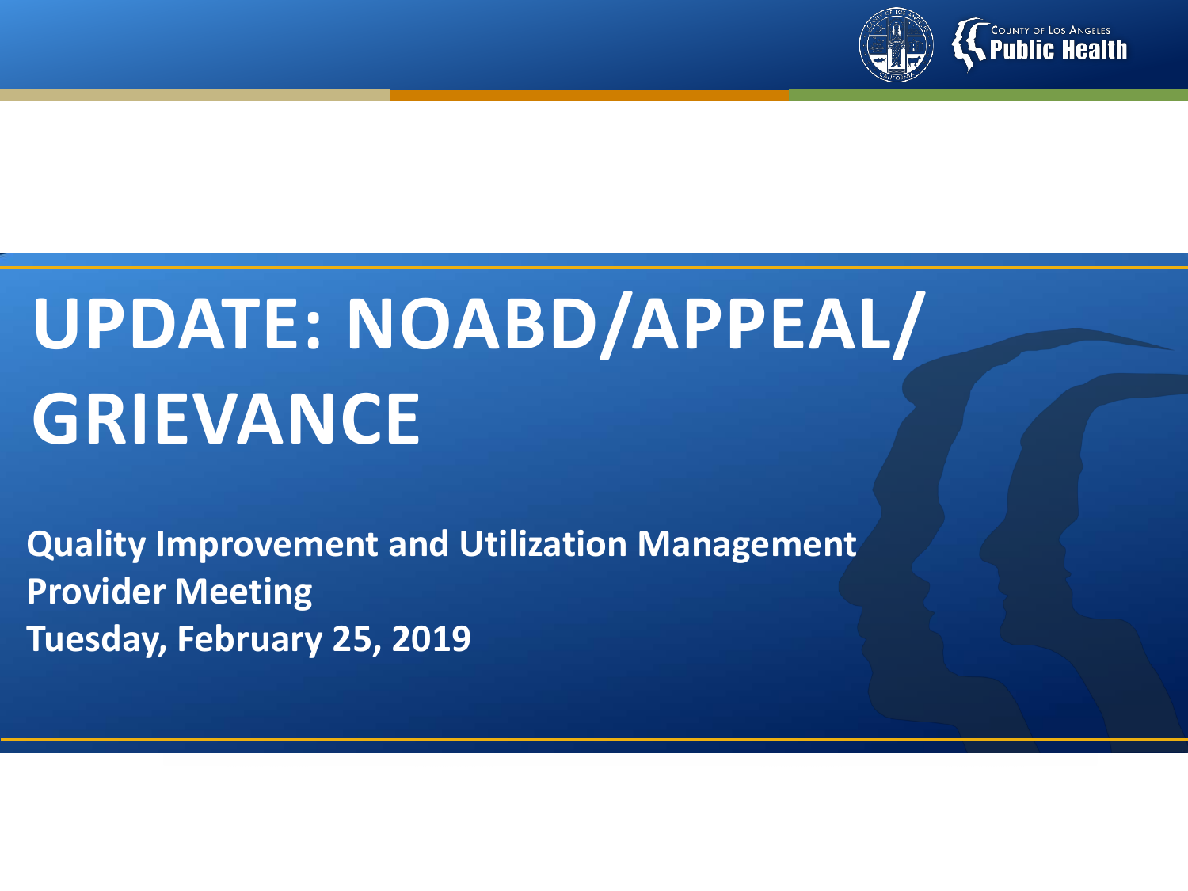COUNTY OF LOS ANGELES
Public Health

# UPDATE: NOABD/APPEAL/ GRIEVANCE

**Quality Improvement and Utilization Management Provider Meeting**
**Tuesday, February 25, 2019**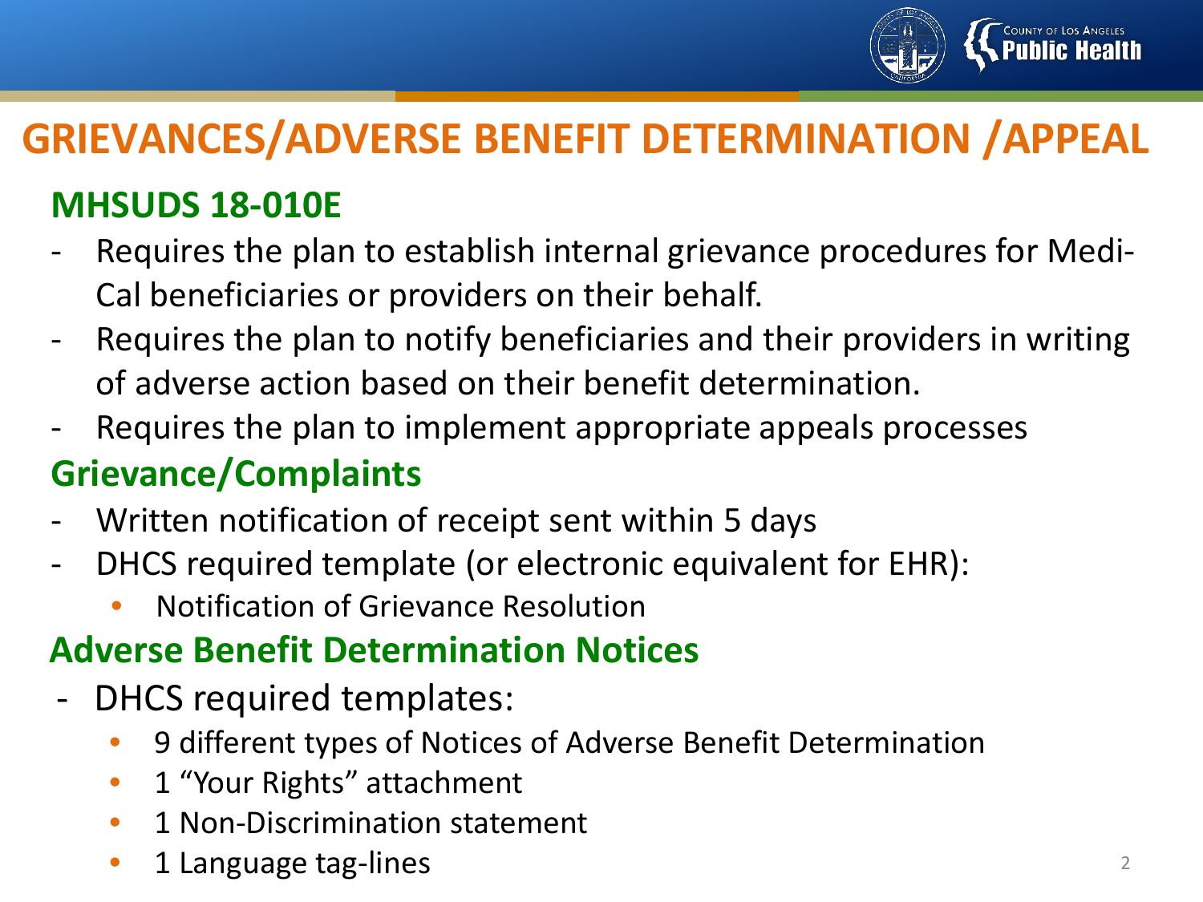# GRIEVANCES/ADVERSE BENEFIT DETERMINATION /APPEAL

## MHSUDS 18-010E

- Requires the plan to establish internal grievance procedures for Medi-Cal beneficiaries or providers on their behalf.
- Requires the plan to notify beneficiaries and their providers in writing of adverse action based on their benefit determination.
- Requires the plan to implement appropriate appeals processes

## Grievance/Complaints

- Written notification of receipt sent within 5 days
- DHCS required template (or electronic equivalent for EHR):
  - Notification of Grievance Resolution

## Adverse Benefit Determination Notices

- DHCS required templates:
  - 9 different types of Notices of Adverse Benefit Determination
  - 1 "Your Rights" attachment
  - 1 Non-Discrimination statement
  - 1 Language tag-lines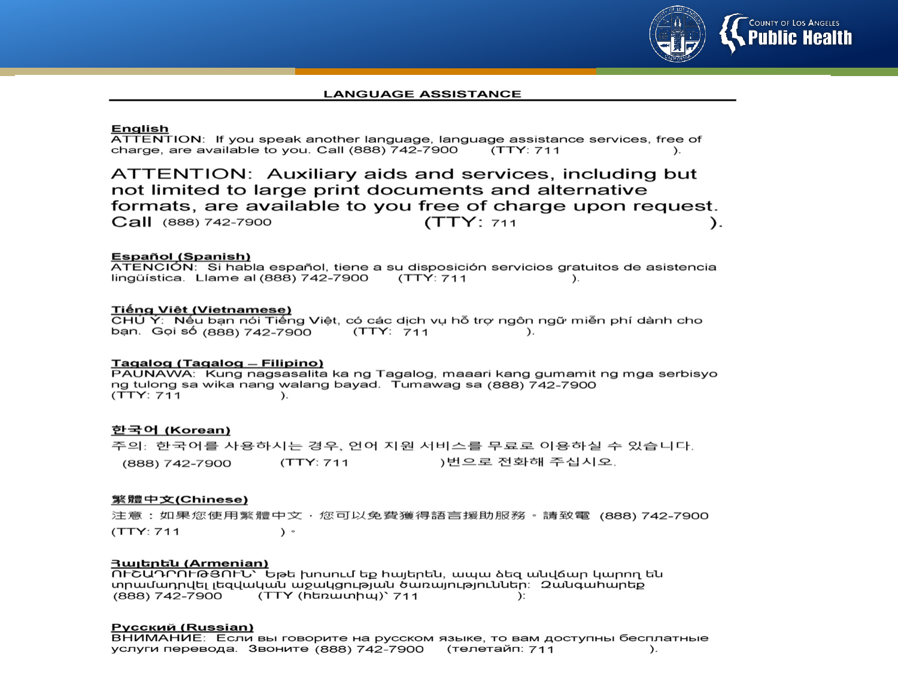## LANGUAGE ASSISTANCE

**English**
ATTENTION: If you speak another language, language assistance services, free of charge, are available to you. Call (888) 742-7900 (TTY: 711 ).

ATTENTION: Auxiliary aids and services, including but not limited to large print documents and alternative formats, are available to you free of charge upon request. Call (888) 742-7900 (TTY: 711 ).

**Español (Spanish)**
ATENCIÓN: Si habla español, tiene a su disposición servicios gratuitos de asistencia lingüística. Llame al (888) 742-7900 (TTY: 711 ).

**Tiếng Việt (Vietnamese)**
CHÚ Ý: Nếu bạn nói Tiếng Việt, có các dịch vụ hỗ trợ ngôn ngữ miễn phí dành cho bạn. Gọi số (888) 742-7900 (TTY: 711 ).

**Tagalog (Tagalog – Filipino)**
PAUNAWA: Kung nagsasalita ka ng Tagalog, maaari kang gumamit ng mga serbisyo ng tulong sa wika nang walang bayad. Tumawag sa (888) 742-7900 (TTY: 711 ).

**한국어 (Korean)**
주의: 한국어를 사용하시는 경우, 언어 지원 서비스를 무료로 이용하실 수 있습니다. (888) 742-7900 (TTY: 711 )번으로 전화해 주십시오.

**繁體中文(Chinese)**
注意：如果您使用繁體中文，您可以免費獲得語言援助服務。請致電 (888) 742-7900 (TTY: 711 )。

**Հայերեն (Armenian)**
ՈՒՇԱԴՐՈՒԹՅՈՒՆ՝ Եթե խոսում եք հայերեն, ապա ձեզ անվճար կարող են տրամադրվել լեզվական աջակցության ծառայություններ: Զանգահարեք (888) 742-7900 (TTY (հեռատիպ)՝ 711 ):

**Русский (Russian)**
ВНИМАНИЕ: Если вы говорите на русском языке, то вам доступны бесплатные услуги перевода. Звоните (888) 742-7900 (телетайп: 711 ).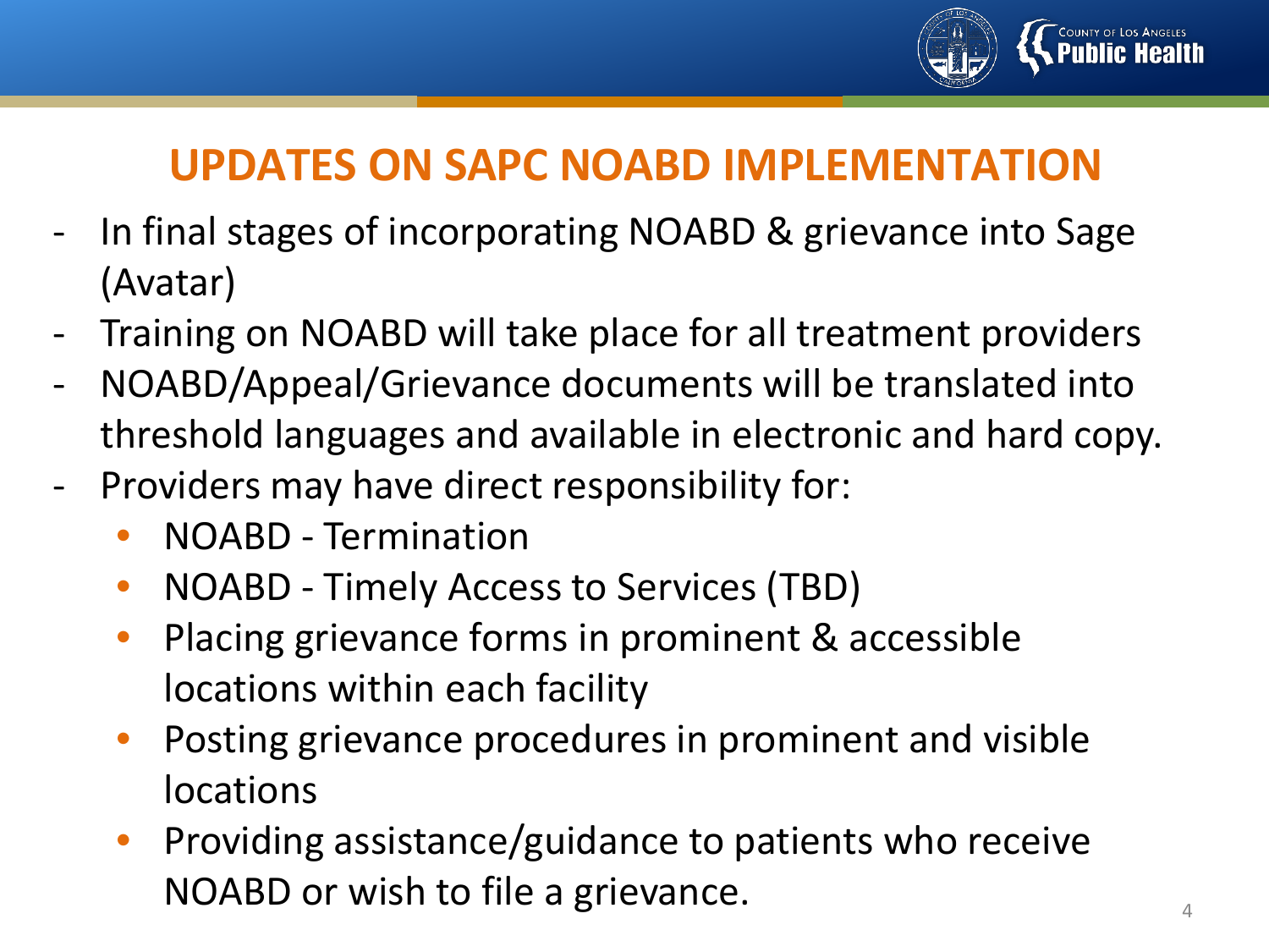# UPDATES ON SAPC NOABD IMPLEMENTATION

- In final stages of incorporating NOABD & grievance into Sage (Avatar)
- Training on NOABD will take place for all treatment providers
- NOABD/Appeal/Grievance documents will be translated into threshold languages and available in electronic and hard copy.
- Providers may have direct responsibility for:
  - NOABD - Termination
  - NOABD - Timely Access to Services (TBD)
  - Placing grievance forms in prominent & accessible locations within each facility
  - Posting grievance procedures in prominent and visible locations
  - Providing assistance/guidance to patients who receive NOABD or wish to file a grievance.